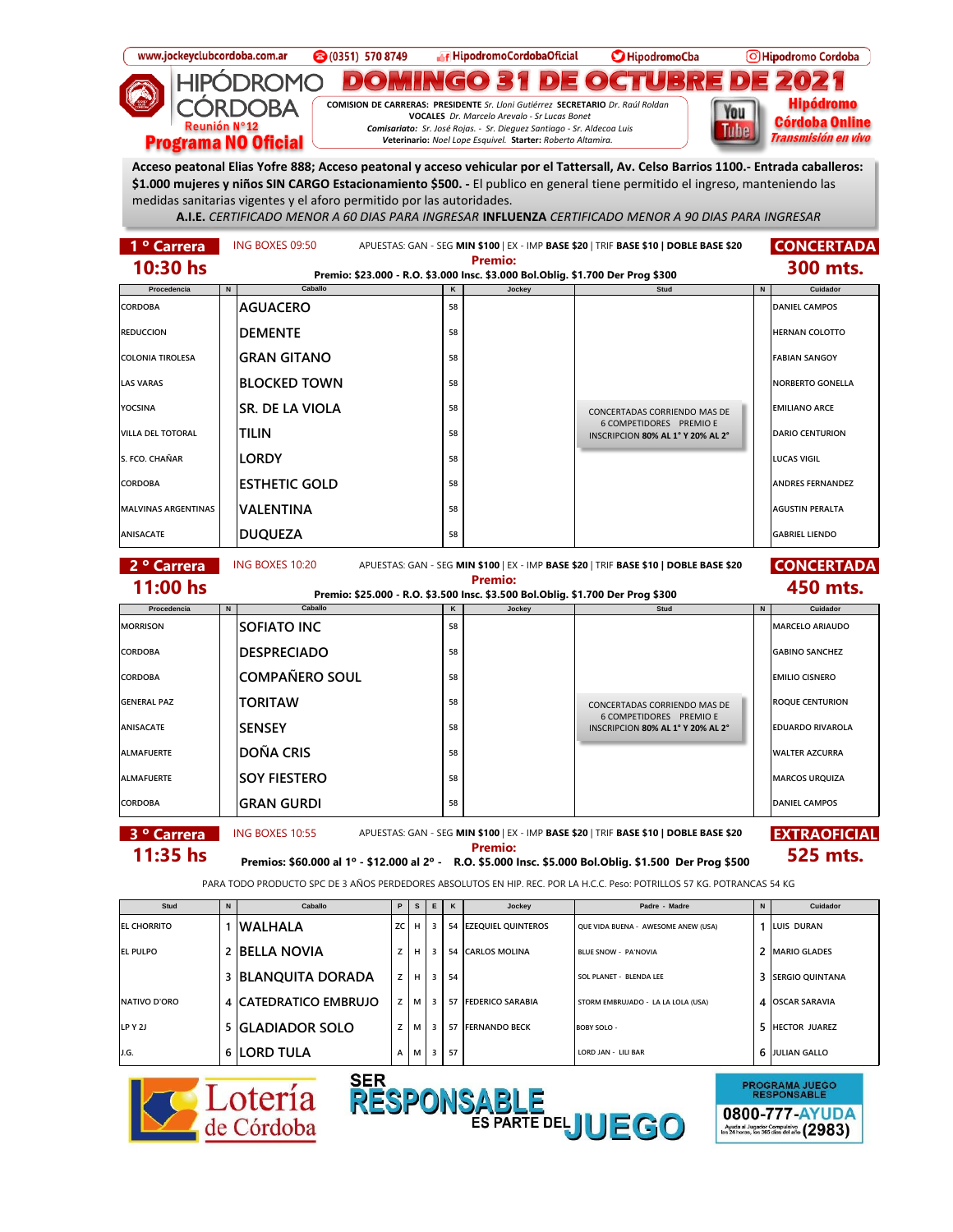www.jockeyclubcordoba.com.ar | (0351) 570 8749 | HipodromoCordobaOficial | HipodromoCba | Hipodromo Cordoba

# HIPÓDROMO CÓRDOBA

Reunión N°12

**Programa NO Oficial**

# DOMINGO 31 DE OCTUBRE DE 2021

**COMISION DE CARRERAS: PRESIDENTE** *Sr. Lloni Gutiérrez* **SECRETARIO** *Dr. Raúl Roldan*
**VOCALES** *Dr. Marcelo Arevalo - Sr Lucas Bonet*
***Comisariato:*** *Sr. José Rojas. - Sr. Dieguez Santiago - Sr. Aldecoa Luis*
***Veterinario:*** *Noel Lope Esquivel.* **Starter:** *Roberto Altamira.*

**Hipódromo Córdoba Online** *Transmisión en vivo*

**Acceso peatonal Elias Yofre 888; Acceso peatonal y acceso vehicular por el Tattersall, Av. Celso Barrios 1100.- Entrada caballeros: $1.000 mujeres y niños SIN CARGO Estacionamiento $500. -** El publico en general tiene permitido el ingreso, manteniendo las medidas sanitarias vigentes y el aforo permitido por las autoridades.

**A.I.E.** *CERTIFICADO MENOR A 60 DIAS PARA INGRESAR* **INFLUENZA** *CERTIFICADO MENOR A 90 DIAS PARA INGRESAR*

## 1 ° Carrera — 10:30 hs

ING BOXES 09:50 — APUESTAS: GAN - SEG **MIN $100** | EX - IMP **BASE $20** | TRIF **BASE $10** | **DOBLE BASE $20**

**CONCERTADA — 300 mts.**

**Premio:**
**Premio: $23.000 - R.O. $3.000 Insc. $3.000 Bol.Oblig. $1.700 Der Prog $300**

| Procedencia | N | Caballo | K | Jockey | Stud | N | Cuidador |
|---|---|---|---|---|---|---|---|
| CORDOBA | | AGUACERO | 58 | | | | DANIEL CAMPOS |
| REDUCCION | | DEMENTE | 58 | | | | HERNAN COLOTTO |
| COLONIA TIROLESA | | GRAN GITANO | 58 | | | | FABIAN SANGOY |
| LAS VARAS | | BLOCKED TOWN | 58 | | | | NORBERTO GONELLA |
| YOCSINA | | SR. DE LA VIOLA | 58 | | CONCERTADAS CORRIENDO MAS DE 6 COMPETIDORES PREMIO E INSCRIPCION **80% AL 1° Y 20% AL 2°** | | EMILIANO ARCE |
| VILLA DEL TOTORAL | | TILIN | 58 | | | | DARIO CENTURION |
| S. FCO. CHAÑAR | | LORDY | 58 | | | | LUCAS VIGIL |
| CORDOBA | | ESTHETIC GOLD | 58 | | | | ANDRES FERNANDEZ |
| MALVINAS ARGENTINAS | | VALENTINA | 58 | | | | AGUSTIN PERALTA |
| ANISACATE | | DUQUEZA | 58 | | | | GABRIEL LIENDO |

## 2 ° Carrera — 11:00 hs

ING BOXES 10:20 — APUESTAS: GAN - SEG **MIN $100** | EX - IMP **BASE $20** | TRIF **BASE $10** | **DOBLE BASE $20**

**CONCERTADA — 450 mts.**

**Premio:**
**Premio: $25.000 - R.O. $3.500 Insc. $3.500 Bol.Oblig. $1.700 Der Prog $300**

| Procedencia | N | Caballo | K | Jockey | Stud | N | Cuidador |
|---|---|---|---|---|---|---|---|
| MORRISON | | SOFIATO INC | 58 | | | | MARCELO ARIAUDO |
| CORDOBA | | DESPRECIADO | 58 | | | | GABINO SANCHEZ |
| CORDOBA | | COMPAÑERO SOUL | 58 | | | | EMILIO CISNERO |
| GENERAL PAZ | | TORITAW | 58 | | CONCERTADAS CORRIENDO MAS DE 6 COMPETIDORES PREMIO E INSCRIPCION **80% AL 1° Y 20% AL 2°** | | ROQUE CENTURION |
| ANISACATE | | SENSEY | 58 | | | | EDUARDO RIVAROLA |
| ALMAFUERTE | | DOÑA CRIS | 58 | | | | WALTER AZCURRA |
| ALMAFUERTE | | SOY FIESTERO | 58 | | | | MARCOS URQUIZA |
| CORDOBA | | GRAN GURDI | 58 | | | | DANIEL CAMPOS |

## 3 ° Carrera — 11:35 hs

ING BOXES 10:55 — APUESTAS: GAN - SEG **MIN $100** | EX - IMP **BASE $20** | TRIF **BASE $10** | **DOBLE BASE $20**

**EXTRAOFICIAL — 525 mts.**

**Premio:**
**Premios: $60.000 al 1° - $12.000 al 2° - R.O. $5.000 Insc. $5.000 Bol.Oblig. $1.500 Der Prog $500**

PARA TODO PRODUCTO SPC DE 3 AÑOS PERDEDORES ABSOLUTOS EN HIP. REC. POR LA H.C.C. Peso: POTRILLOS 57 KG. POTRANCAS 54 KG

| Stud | N | Caballo | P | S | E | K | Jockey | Padre - Madre | N | Cuidador |
|---|---|---|---|---|---|---|---|---|---|---|
| EL CHORRITO | 1 | WALHALA | ZC | H | 3 | 54 | EZEQUIEL QUINTEROS | QUE VIDA BUENA - AWESOME ANEW (USA) | 1 | LUIS DURAN |
| EL PULPO | 2 | BELLA NOVIA | Z | H | 3 | 54 | CARLOS MOLINA | BLUE SNOW - PA'NOVIA | 2 | MARIO GLADES |
| | 3 | BLANQUITA DORADA | Z | H | 3 | 54 | | SOL PLANET - BLENDA LEE | 3 | SERGIO QUINTANA |
| NATIVO D'ORO | 4 | CATEDRATICO EMBRUJO | Z | M | 3 | 57 | FEDERICO SARABIA | STORM EMBRUJADO - LA LA LOLA (USA) | 4 | OSCAR SARAVIA |
| LP Y 2J | 5 | GLADIADOR SOLO | Z | M | 3 | 57 | FERNANDO BECK | BOBY SOLO - | 5 | HECTOR JUAREZ |
| J.G. | 6 | LORD TULA | A | M | 3 | 57 | | LORD JAN - LILI BAR | 6 | JULIAN GALLO |

Lotería de Córdoba — SER RESPONSABLE ES PARTE DEL JUEGO — PROGRAMA JUEGO RESPONSABLE 0800-777-AYUDA (2983) Ayuda al Jugador Compulsivo las 24 horas, los 365 días del año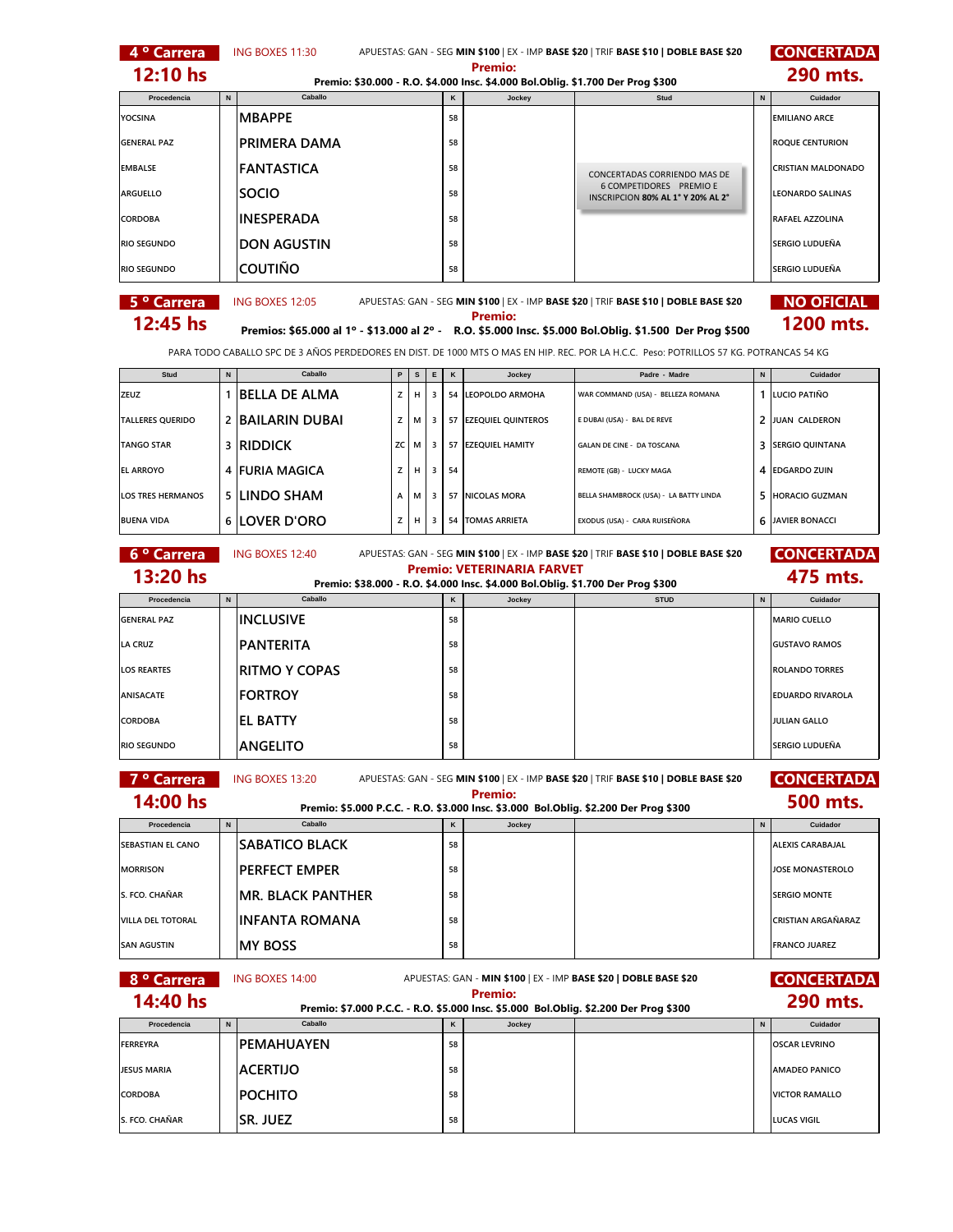## 4 ° Carrera — 12:10 hs

ING BOXES 11:30

APUESTAS: GAN - SEG **MIN $100** | EX - IMP **BASE $20** | TRIF **BASE $10** | **DOBLE BASE $20**

**CONCERTADA** — **290 mts.**

**Premio:**

**Premio: $30.000 - R.O. $4.000 Insc. $4.000 Bol.Oblig. $1.700 Der Prog $300**

| Procedencia | N | Caballo | K | Jockey | Stud | N | Cuidador |
|---|---|---|---|---|---|---|---|
| YOCSINA | | MBAPPE | 58 | | | | EMILIANO ARCE |
| GENERAL PAZ | | PRIMERA DAMA | 58 | | | | ROQUE CENTURION |
| EMBALSE | | FANTASTICA | 58 | | CONCERTADAS CORRIENDO MAS DE 6 COMPETIDORES PREMIO E INSCRIPCION **80% AL 1° Y 20% AL 2°** | | CRISTIAN MALDONADO |
| ARGUELLO | | SOCIO | 58 | | | | LEONARDO SALINAS |
| CORDOBA | | INESPERADA | 58 | | | | RAFAEL AZZOLINA |
| RIO SEGUNDO | | DON AGUSTIN | 58 | | | | SERGIO LUDUEÑA |
| RIO SEGUNDO | | COUTIÑO | 58 | | | | SERGIO LUDUEÑA |

## 5 ° Carrera — 12:45 hs

ING BOXES 12:05

APUESTAS: GAN - SEG **MIN $100** | EX - IMP **BASE $20** | TRIF **BASE $10** | **DOBLE BASE $20**

**NO OFICIAL** — **1200 mts.**

**Premio:**

**Premios: $65.000 al 1º - $13.000 al 2º - R.O. $5.000 Insc. $5.000 Bol.Oblig. $1.500 Der Prog $500**

PARA TODO CABALLO SPC DE 3 AÑOS PERDEDORES EN DIST. DE 1000 MTS O MAS EN HIP. REC. POR LA H.C.C. Peso: POTRILLOS 57 KG. POTRANCAS 54 KG

| Stud | N | Caballo | P | S | E | K | Jockey | Padre - Madre | N | Cuidador |
|---|---|---|---|---|---|---|---|---|---|---|
| ZEUZ | 1 | BELLA DE ALMA | Z | H | 3 | 54 | LEOPOLDO ARMOHA | WAR COMMAND (USA) - BELLEZA ROMANA | 1 | LUCIO PATIÑO |
| TALLERES QUERIDO | 2 | BAILARIN DUBAI | Z | M | 3 | 57 | EZEQUIEL QUINTEROS | E DUBAI (USA) - BAL DE REVE | 2 | JUAN CALDERON |
| TANGO STAR | 3 | RIDDICK | ZC | M | 3 | 57 | EZEQUIEL HAMITY | GALAN DE CINE - DA TOSCANA | 3 | SERGIO QUINTANA |
| EL ARROYO | 4 | FURIA MAGICA | Z | H | 3 | 54 | | REMOTE (GB) - LUCKY MAGA | 4 | EDGARDO ZUIN |
| LOS TRES HERMANOS | 5 | LINDO SHAM | A | M | 3 | 57 | NICOLAS MORA | BELLA SHAMBROCK (USA) - LA BATTY LINDA | 5 | HORACIO GUZMAN |
| BUENA VIDA | 6 | LOVER D'ORO | Z | H | 3 | 54 | TOMAS ARRIETA | EXODUS (USA) - CARA RUISEÑORA | 6 | JAVIER BONACCI |

## 6 ° Carrera — 13:20 hs

ING BOXES 12:40

APUESTAS: GAN - SEG **MIN $100** | EX - IMP **BASE $20** | TRIF **BASE $10** | **DOBLE BASE $20**

**CONCERTADA** — **475 mts.**

**Premio: VETERINARIA FARVET**

**Premio: $38.000 - R.O. $4.000 Insc. $4.000 Bol.Oblig. $1.700 Der Prog $300**

| Procedencia | N | Caballo | K | Jockey | STUD | N | Cuidador |
|---|---|---|---|---|---|---|---|
| GENERAL PAZ | | INCLUSIVE | 58 | | | | MARIO CUELLO |
| LA CRUZ | | PANTERITA | 58 | | | | GUSTAVO RAMOS |
| LOS REARTES | | RITMO Y COPAS | 58 | | | | ROLANDO TORRES |
| ANISACATE | | FORTROY | 58 | | | | EDUARDO RIVAROLA |
| CORDOBA | | EL BATTY | 58 | | | | JULIAN GALLO |
| RIO SEGUNDO | | ANGELITO | 58 | | | | SERGIO LUDUEÑA |

## 7 ° Carrera — 14:00 hs

ING BOXES 13:20

APUESTAS: GAN - SEG **MIN $100** | EX - IMP **BASE $20** | TRIF **BASE $10** | **DOBLE BASE $20**

**CONCERTADA** — **500 mts.**

**Premio:**

**Premio: $5.000 P.C.C. - R.O. $3.000 Insc. $3.000 Bol.Oblig. $2.200 Der Prog $300**

| Procedencia | N | Caballo | K | Jockey | | N | Cuidador |
|---|---|---|---|---|---|---|---|
| SEBASTIAN EL CANO | | SABATICO BLACK | 58 | | | | ALEXIS CARABAJAL |
| MORRISON | | PERFECT EMPER | 58 | | | | JOSE MONASTEROLO |
| S. FCO. CHAÑAR | | MR. BLACK PANTHER | 58 | | | | SERGIO MONTE |
| VILLA DEL TOTORAL | | INFANTA ROMANA | 58 | | | | CRISTIAN ARGAÑARAZ |
| SAN AGUSTIN | | MY BOSS | 58 | | | | FRANCO JUAREZ |

## 8 ° Carrera — 14:40 hs

ING BOXES 14:00

APUESTAS: GAN - **MIN $100** | EX - IMP **BASE $20** | **DOBLE BASE $20**

**CONCERTADA** — **290 mts.**

**Premio:**

**Premio: $7.000 P.C.C. - R.O. $5.000 Insc. $5.000 Bol.Oblig. $2.200 Der Prog $300**

| Procedencia | N | Caballo | K | Jockey | | N | Cuidador |
|---|---|---|---|---|---|---|---|
| FERREYRA | | PEMAHUAYEN | 58 | | | | OSCAR LEVRINO |
| JESUS MARIA | | ACERTIJO | 58 | | | | AMADEO PANICO |
| CORDOBA | | POCHITO | 58 | | | | VICTOR RAMALLO |
| S. FCO. CHAÑAR | | SR. JUEZ | 58 | | | | LUCAS VIGIL |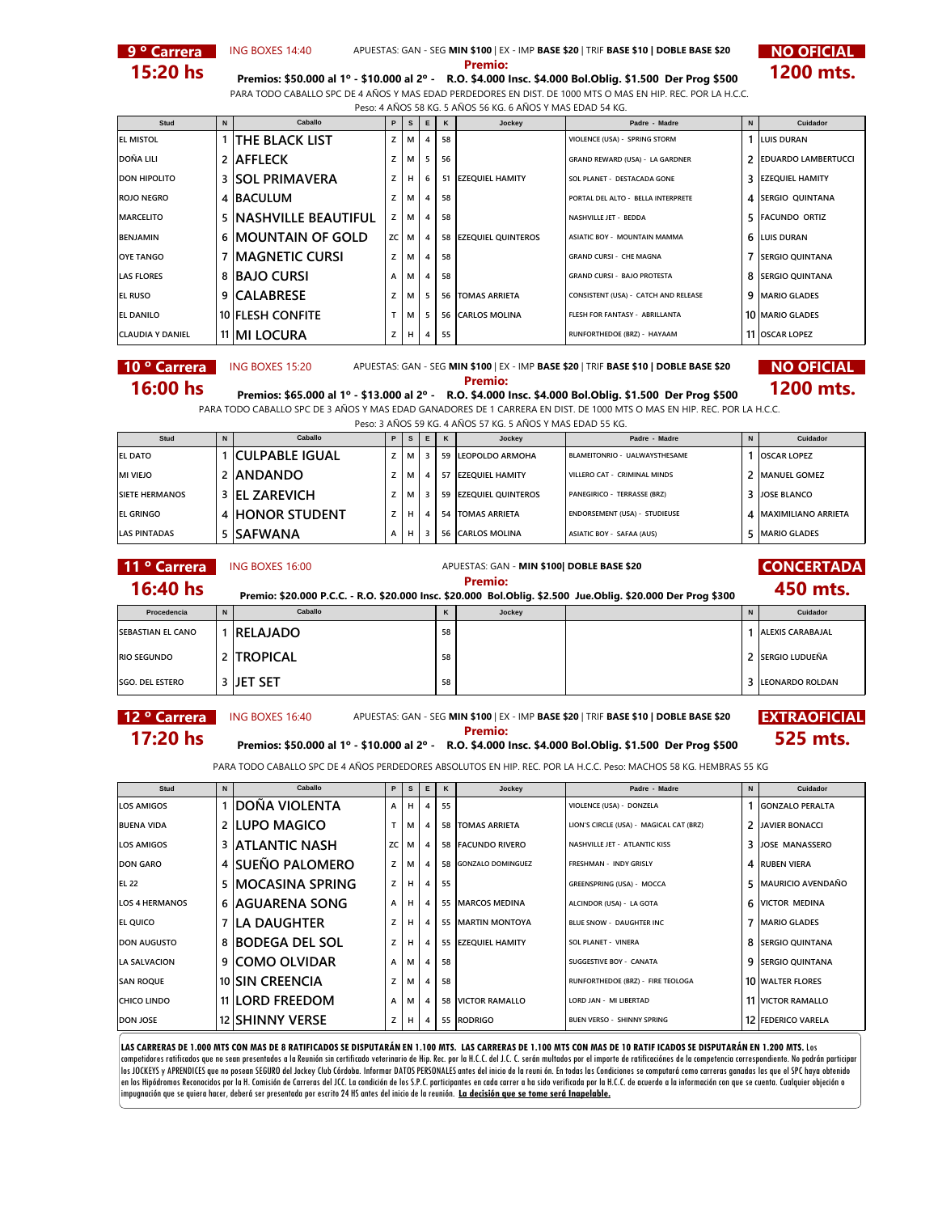## 9 ° Carrera

**15:20 hs**

ING BOXES 14:40

APUESTAS: GAN - SEG **MIN $100** | EX - IMP **BASE $20** | TRIF **BASE $10 | DOBLE BASE $20**

**Premio:**

**Premios: $50.000 al 1º - $10.000 al 2º - R.O. $4.000 Insc. $4.000 Bol.Oblig. $1.500 Der Prog $500**

**NO OFICIAL**

**1200 mts.**

PARA TODO CABALLO SPC DE 4 AÑOS Y MAS EDAD PERDEDORES EN DIST. DE 1000 MTS O MAS EN HIP. REC. POR LA H.C.C.

Peso: 4 AÑOS 58 KG. 5 AÑOS 56 KG. 6 AÑOS Y MAS EDAD 54 KG.

| Stud | N | Caballo | P | S | E | K | Jockey | Padre - Madre | N | Cuidador |
|---|---|---|---|---|---|---|---|---|---|---|
| EL MISTOL | 1 | THE BLACK LIST | Z | M | 4 | 58 | | VIOLENCE (USA) - SPRING STORM | 1 | LUIS DURAN |
| DOÑA LILI | 2 | AFFLECK | Z | M | 5 | 56 | | GRAND REWARD (USA) - LA GARDNER | 2 | EDUARDO LAMBERTUCCI |
| DON HIPOLITO | 3 | SOL PRIMAVERA | Z | H | 6 | 51 | EZEQUIEL HAMITY | SOL PLANET - DESTACADA GONE | 3 | EZEQUIEL HAMITY |
| ROJO NEGRO | 4 | BACULUM | Z | M | 4 | 58 | | PORTAL DEL ALTO - BELLA INTERPRETE | 4 | SERGIO QUINTANA |
| MARCELITO | 5 | NASHVILLE BEAUTIFUL | Z | M | 4 | 58 | | NASHVILLE JET - BEDDA | 5 | FACUNDO ORTIZ |
| BENJAMIN | 6 | MOUNTAIN OF GOLD | ZC | M | 4 | 58 | EZEQUIEL QUINTEROS | ASIATIC BOY - MOUNTAIN MAMMA | 6 | LUIS DURAN |
| OYE TANGO | 7 | MAGNETIC CURSI | Z | M | 4 | 58 | | GRAND CURSI - CHE MAGNA | 7 | SERGIO QUINTANA |
| LAS FLORES | 8 | BAJO CURSI | A | M | 4 | 58 | | GRAND CURSI - BAJO PROTESTA | 8 | SERGIO QUINTANA |
| EL RUSO | 9 | CALABRESE | Z | M | 5 | 56 | TOMAS ARRIETA | CONSISTENT (USA) - CATCH AND RELEASE | 9 | MARIO GLADES |
| EL DANILO | 10 | FLESH CONFITE | T | M | 5 | 56 | CARLOS MOLINA | FLESH FOR FANTASY - ABRILLANTA | 10 | MARIO GLADES |
| CLAUDIA Y DANIEL | 11 | MI LOCURA | Z | H | 4 | 55 | | RUNFORTHEDOE (BRZ) - HAYAAM | 11 | OSCAR LOPEZ |

## 10 ° Carrera

**16:00 hs**

ING BOXES 15:20

APUESTAS: GAN - SEG **MIN $100** | EX - IMP **BASE $20** | TRIF **BASE $10 | DOBLE BASE $20**

**Premio:**

**Premios: $65.000 al 1º - $13.000 al 2º - R.O. $4.000 Insc. $4.000 Bol.Oblig. $1.500 Der Prog $500**

**NO OFICIAL**

**1200 mts.**

PARA TODO CABALLO SPC DE 3 AÑOS Y MAS EDAD GANADORES DE 1 CARRERA EN DIST. DE 1000 MTS O MAS EN HIP. REC. POR LA H.C.C.

Peso: 3 AÑOS 59 KG. 4 AÑOS 57 KG. 5 AÑOS Y MAS EDAD 55 KG.

| Stud | N | Caballo | P | S | E | K | Jockey | Padre - Madre | N | Cuidador |
|---|---|---|---|---|---|---|---|---|---|---|
| EL DATO | 1 | CULPABLE IGUAL | Z | M | 3 | 59 | LEOPOLDO ARMOHA | BLAMEITONRIO - UALWAYSTHESAME | 1 | OSCAR LOPEZ |
| MI VIEJO | 2 | ANDANDO | Z | M | 4 | 57 | EZEQUIEL HAMITY | VILLERO CAT - CRIMINAL MINDS | 2 | MANUEL GOMEZ |
| SIETE HERMANOS | 3 | EL ZAREVICH | Z | M | 3 | 59 | EZEQUIEL QUINTEROS | PANEGIRICO - TERRASSE (BRZ) | 3 | JOSE BLANCO |
| EL GRINGO | 4 | HONOR STUDENT | Z | H | 4 | 54 | TOMAS ARRIETA | ENDORSEMENT (USA) - STUDIEUSE | 4 | MAXIMILIANO ARRIETA |
| LAS PINTADAS | 5 | SAFWANA | A | H | 3 | 56 | CARLOS MOLINA | ASIATIC BOY - SAFAA (AUS) | 5 | MARIO GLADES |

## 11 ° Carrera

**16:40 hs**

ING BOXES 16:00

APUESTAS: GAN - **MIN $100| DOBLE BASE $20**

**Premio:**

**Premio: $20.000 P.C.C. - R.O. $20.000 Insc. $20.000 Bol.Oblig. $2.500 Jue.Oblig. $20.000 Der Prog $300**

**CONCERTADA**

**450 mts.**

| Procedencia | N | Caballo | K | Jockey | | N | Cuidador |
|---|---|---|---|---|---|---|---|
| SEBASTIAN EL CANO | 1 | RELAJADO | 58 | | | 1 | ALEXIS CARABAJAL |
| RIO SEGUNDO | 2 | TROPICAL | 58 | | | 2 | SERGIO LUDUEÑA |
| SGO. DEL ESTERO | 3 | JET SET | 58 | | | 3 | LEONARDO ROLDAN |

## 12 ° Carrera

**17:20 hs**

ING BOXES 16:40

APUESTAS: GAN - SEG **MIN $100** | EX - IMP **BASE $20** | TRIF **BASE $10 | DOBLE BASE $20**

**Premio:**

**Premios: $50.000 al 1º - $10.000 al 2º - R.O. $4.000 Insc. $4.000 Bol.Oblig. $1.500 Der Prog $500**

**EXTRAOFICIAL**

**525 mts.**

PARA TODO CABALLO SPC DE 4 AÑOS PERDEDORES ABSOLUTOS EN HIP. REC. POR LA H.C.C. Peso: MACHOS 58 KG. HEMBRAS 55 KG

| Stud | N | Caballo | P | S | E | K | Jockey | Padre - Madre | N | Cuidador |
|---|---|---|---|---|---|---|---|---|---|---|
| LOS AMIGOS | 1 | DOÑA VIOLENTA | A | H | 4 | 55 | | VIOLENCE (USA) - DONZELA | 1 | GONZALO PERALTA |
| BUENA VIDA | 2 | LUPO MAGICO | T | M | 4 | 58 | TOMAS ARRIETA | LION'S CIRCLE (USA) - MAGICAL CAT (BRZ) | 2 | JAVIER BONACCI |
| LOS AMIGOS | 3 | ATLANTIC NASH | ZC | M | 4 | 58 | FACUNDO RIVERO | NASHVILLE JET - ATLANTIC KISS | 3 | JOSE MANASSERO |
| DON GARO | 4 | SUEÑO PALOMERO | Z | M | 4 | 58 | GONZALO DOMINGUEZ | FRESHMAN - INDY GRISLY | 4 | RUBEN VIERA |
| EL 22 | 5 | MOCASINA SPRING | Z | H | 4 | 55 | | GREENSPRING (USA) - MOCCA | 5 | MAURICIO AVENDAÑO |
| LOS 4 HERMANOS | 6 | AGUARENA SONG | A | H | 4 | 55 | MARCOS MEDINA | ALCINDOR (USA) - LA GOTA | 6 | VICTOR MEDINA |
| EL QUICO | 7 | LA DAUGHTER | Z | H | 4 | 55 | MARTIN MONTOYA | BLUE SNOW - DAUGHTER INC | 7 | MARIO GLADES |
| DON AUGUSTO | 8 | BODEGA DEL SOL | Z | H | 4 | 55 | EZEQUIEL HAMITY | SOL PLANET - VINERA | 8 | SERGIO QUINTANA |
| LA SALVACION | 9 | COMO OLVIDAR | A | M | 4 | 58 | | SUGGESTIVE BOY - CANATA | 9 | SERGIO QUINTANA |
| SAN ROQUE | 10 | SIN CREENCIA | Z | M | 4 | 58 | | RUNFORTHEDOE (BRZ) - FIRE TEOLOGA | 10 | WALTER FLORES |
| CHICO LINDO | 11 | LORD FREEDOM | A | M | 4 | 58 | VICTOR RAMALLO | LORD JAN - MI LIBERTAD | 11 | VICTOR RAMALLO |
| DON JOSE | 12 | SHINNY VERSE | Z | H | 4 | 55 | RODRIGO | BUEN VERSO - SHINNY SPRING | 12 | FEDERICO VARELA |

**LAS CARRERAS DE 1.000 MTS CON MAS DE 8 RATIFICADOS SE DISPUTARÁN EN 1.100 MTS. LAS CARRERAS DE 1.100 MTS CON MAS DE 10 RATIF ICADOS SE DISPUTARÁN EN 1.200 MTS.** Los competidores ratificados que no sean presentados a la Reunión sin certificado veterinario de Hip. Rec. por la H.C.C. del J.C. C. serán multados por el importe de ratificaciónes de la competencia correspondiente. No podrán participar los JOCKEYS y APRENDICES que no posean SEGURO del Jockey Club Córdoba. Informar DATOS PERSONALES antes del inicio de la reuni ón. En todas las Condiciones se computará como carreras ganadas las que el SPC haya obtenido en los Hipódromos Reconocidos por la H. Comisión de Carreras del JCC. La condición de los S.P.C. participantes en cada carrer a ha sido verificada por la H.C.C. de acuerdo a la información con que se cuenta. Cualquier objeción o impugnación que se quiera hacer, deberá ser presentada por escrito 24 HS antes del inicio de la reunión. **La decisión que se tome será Inapelable.**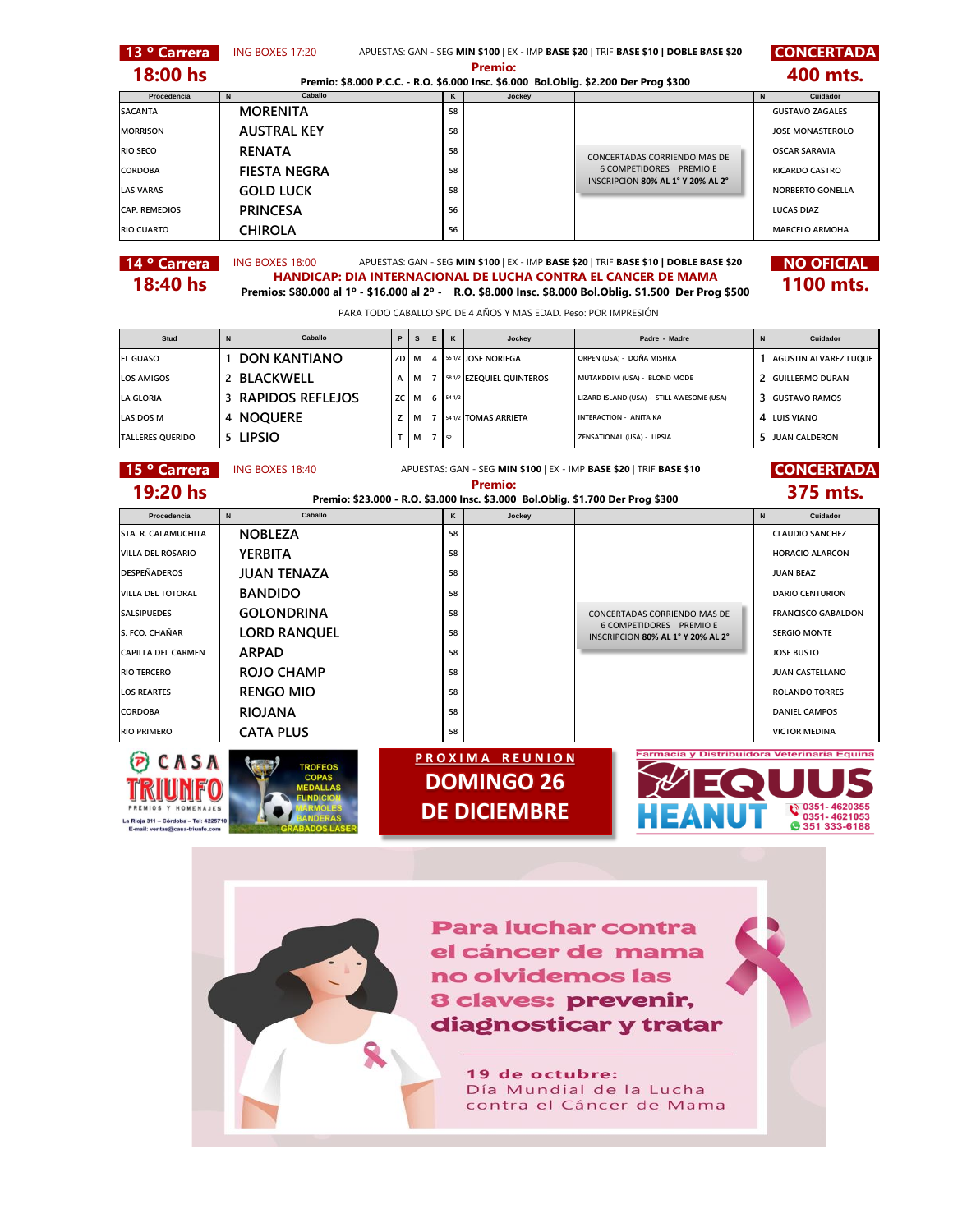## 13 º Carrera — 18:00 hs

ING BOXES 17:20

APUESTAS: GAN - SEG **MIN $100** | EX - IMP **BASE $20** | TRIF **BASE $10** | **DOBLE BASE $20**

**CONCERTADA** — **400 mts.**

**Premio:**

**Premio: $8.000 P.C.C. - R.O. $6.000 Insc. $6.000 Bol.Oblig. $2.200 Der Prog $300**

| Procedencia | N | Caballo | K | Jockey | | N | Cuidador |
|---|---|---|---|---|---|---|---|
| SACANTA | | MORENITA | 58 | | | | GUSTAVO ZAGALES |
| MORRISON | | AUSTRAL KEY | 58 | | | | JOSE MONASTEROLO |
| RIO SECO | | RENATA | 58 | | CONCERTADAS CORRIENDO MAS DE 6 COMPETIDORES PREMIO E INSCRIPCION 80% AL 1° Y 20% AL 2° | | OSCAR SARAVIA |
| CORDOBA | | FIESTA NEGRA | 58 | | | | RICARDO CASTRO |
| LAS VARAS | | GOLD LUCK | 58 | | | | NORBERTO GONELLA |
| CAP. REMEDIOS | | PRINCESA | 56 | | | | LUCAS DIAZ |
| RIO CUARTO | | CHIROLA | 56 | | | | MARCELO ARMOHA |

## 14 º Carrera — 18:40 hs

ING BOXES 18:00

APUESTAS: GAN - SEG **MIN $100** | EX - IMP **BASE $20** | TRIF **BASE $10** | **DOBLE BASE $20**

**NO OFICIAL** — **1100 mts.**

**HANDICAP: DIA INTERNACIONAL DE LUCHA CONTRA EL CANCER DE MAMA**

**Premios: $80.000 al 1º - $16.000 al 2º - R.O. $8.000 Insc. $8.000 Bol.Oblig. $1.500 Der Prog $500**

PARA TODO CABALLO SPC DE 4 AÑOS Y MAS EDAD. Peso: POR IMPRESIÓN

| Stud | N | Caballo | P | S | E | K | Jockey | Padre - Madre | N | Cuidador |
|---|---|---|---|---|---|---|---|---|---|---|
| EL GUASO | 1 | DON KANTIANO | ZD | M | 4 | 55 1/2 | JOSE NORIEGA | ORPEN (USA) - DOÑA MISHKA | 1 | AGUSTIN ALVAREZ LUQUE |
| LOS AMIGOS | 2 | BLACKWELL | A | M | 7 | 58 1/2 | EZEQUIEL QUINTEROS | MUTAKDDIM (USA) - BLOND MODE | 2 | GUILLERMO DURAN |
| LA GLORIA | 3 | RAPIDOS REFLEJOS | ZC | M | 6 | 54 1/2 | | LIZARD ISLAND (USA) - STILL AWESOME (USA) | 3 | GUSTAVO RAMOS |
| LAS DOS M | 4 | NOQUERE | Z | M | 7 | 54 1/2 | TOMAS ARRIETA | INTERACTION - ANITA KA | 4 | LUIS VIANO |
| TALLERES QUERIDO | 5 | LIPSIO | T | M | 7 | 52 | | ZENSATIONAL (USA) - LIPSIA | 5 | JUAN CALDERON |

## 15 º Carrera — 19:20 hs

ING BOXES 18:40

APUESTAS: GAN - SEG **MIN $100** | EX - IMP **BASE $20** | TRIF **BASE $10**

**CONCERTADA** — **375 mts.**

**Premio:**

**Premio: $23.000 - R.O. $3.000 Insc. $3.000 Bol.Oblig. $1.700 Der Prog $300**

| Procedencia | N | Caballo | K | Jockey | | N | Cuidador |
|---|---|---|---|---|---|---|---|
| STA. R. CALAMUCHITA | | NOBLEZA | 58 | | | | CLAUDIO SANCHEZ |
| VILLA DEL ROSARIO | | YERBITA | 58 | | | | HORACIO ALARCON |
| DESPEÑADEROS | | JUAN TENAZA | 58 | | | | JUAN BEAZ |
| VILLA DEL TOTORAL | | BANDIDO | 58 | | | | DARIO CENTURION |
| SALSIPUEDES | | GOLONDRINA | 58 | | CONCERTADAS CORRIENDO MAS DE 6 COMPETIDORES PREMIO E INSCRIPCION 80% AL 1° Y 20% AL 2° | | FRANCISCO GABALDON |
| S. FCO. CHAÑAR | | LORD RANQUEL | 58 | | | | SERGIO MONTE |
| CAPILLA DEL CARMEN | | ARPAD | 58 | | | | JOSE BUSTO |
| RIO TERCERO | | ROJO CHAMP | 58 | | | | JUAN CASTELLANO |
| LOS REARTES | | RENGO MIO | 58 | | | | ROLANDO TORRES |
| CORDOBA | | RIOJANA | 58 | | | | DANIEL CAMPOS |
| RIO PRIMERO | | CATA PLUS | 58 | | | | VICTOR MEDINA |

CASA TRIUNFO — PREMIOS Y HOMENAJES — La Rioja 311 – Córdoba – Tel: 4225710 — E-mail: ventas@casa-triunfo.com

TROFEOS, COPAS, MEDALLAS, FUNDICION, MARMOLES, BANDERAS, GRABADOS LASER

**PROXIMA REUNION**

**DOMINGO 26 DE DICIEMBRE**

Farmacia y Distribuidora Veterinaria Equina — EQUUS HEANUT — 0351- 4620355 — 0351- 4621053 — 351 333-6188

**Para luchar contra el cáncer de mama no olvidemos las 3 claves: prevenir, diagnosticar y tratar**

**19 de octubre:** Día Mundial de la Lucha contra el Cáncer de Mama